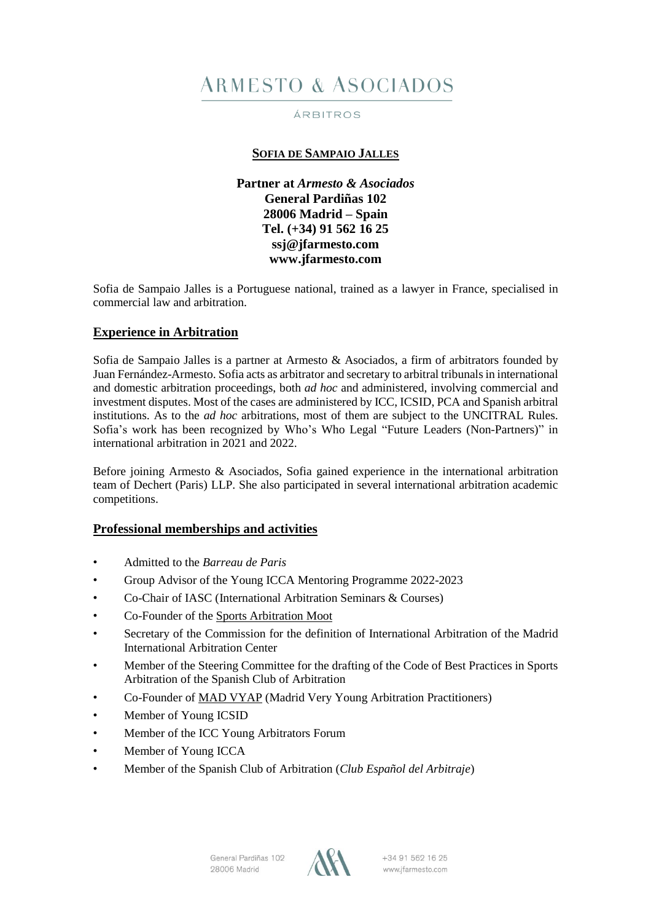# ARMESTO & ASOCIADOS

ÁRBITROS

## SOFIA DE SAMPAIO JALLES

**Partner at *Armesto & Asociados***
**General Pardiñas 102**
**28006 Madrid – Spain**
**Tel. (+34) 91 562 16 25**
**ssj@jfarmesto.com**
**www.jfarmesto.com**

Sofia de Sampaio Jalles is a Portuguese national, trained as a lawyer in France, specialised in commercial law and arbitration.

## Experience in Arbitration

Sofia de Sampaio Jalles is a partner at Armesto & Asociados, a firm of arbitrators founded by Juan Fernández-Armesto. Sofia acts as arbitrator and secretary to arbitral tribunals in international and domestic arbitration proceedings, both *ad hoc* and administered, involving commercial and investment disputes. Most of the cases are administered by ICC, ICSID, PCA and Spanish arbitral institutions. As to the *ad hoc* arbitrations, most of them are subject to the UNCITRAL Rules. Sofia's work has been recognized by Who's Who Legal "Future Leaders (Non-Partners)" in international arbitration in 2021 and 2022.

Before joining Armesto & Asociados, Sofia gained experience in the international arbitration team of Dechert (Paris) LLP. She also participated in several international arbitration academic competitions.

## Professional memberships and activities

- Admitted to the *Barreau de Paris*
- Group Advisor of the Young ICCA Mentoring Programme 2022-2023
- Co-Chair of IASC (International Arbitration Seminars & Courses)
- Co-Founder of the Sports Arbitration Moot
- Secretary of the Commission for the definition of International Arbitration of the Madrid International Arbitration Center
- Member of the Steering Committee for the drafting of the Code of Best Practices in Sports Arbitration of the Spanish Club of Arbitration
- Co-Founder of MAD VYAP (Madrid Very Young Arbitration Practitioners)
- Member of Young ICSID
- Member of the ICC Young Arbitrators Forum
- Member of Young ICCA
- Member of the Spanish Club of Arbitration (*Club Español del Arbitraje*)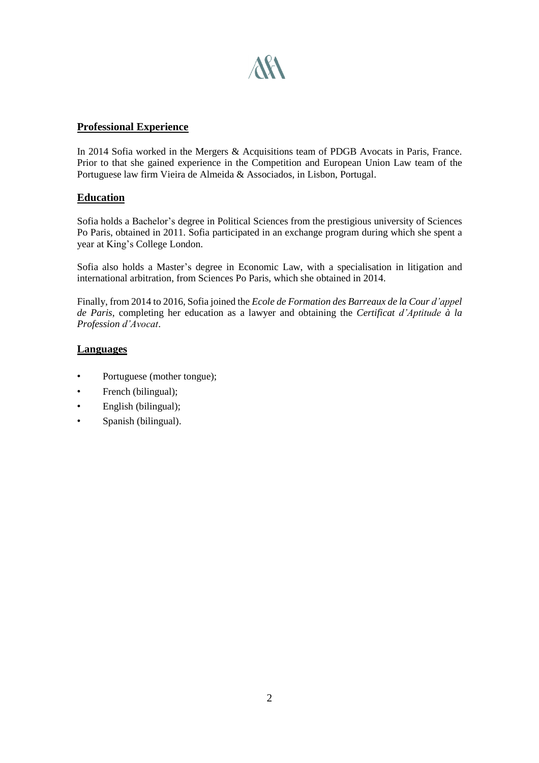## Professional Experience

In 2014 Sofia worked in the Mergers & Acquisitions team of PDGB Avocats in Paris, France. Prior to that she gained experience in the Competition and European Union Law team of the Portuguese law firm Vieira de Almeida & Associados, in Lisbon, Portugal.

## Education

Sofia holds a Bachelor's degree in Political Sciences from the prestigious university of Sciences Po Paris, obtained in 2011. Sofia participated in an exchange program during which she spent a year at King's College London.

Sofia also holds a Master's degree in Economic Law, with a specialisation in litigation and international arbitration, from Sciences Po Paris, which she obtained in 2014.

Finally, from 2014 to 2016, Sofia joined the *Ecole de Formation des Barreaux de la Cour d'appel de Paris*, completing her education as a lawyer and obtaining the *Certificat d'Aptitude à la Profession d'Avocat*.

## Languages

- Portuguese (mother tongue);
- French (bilingual);
- English (bilingual);
- Spanish (bilingual).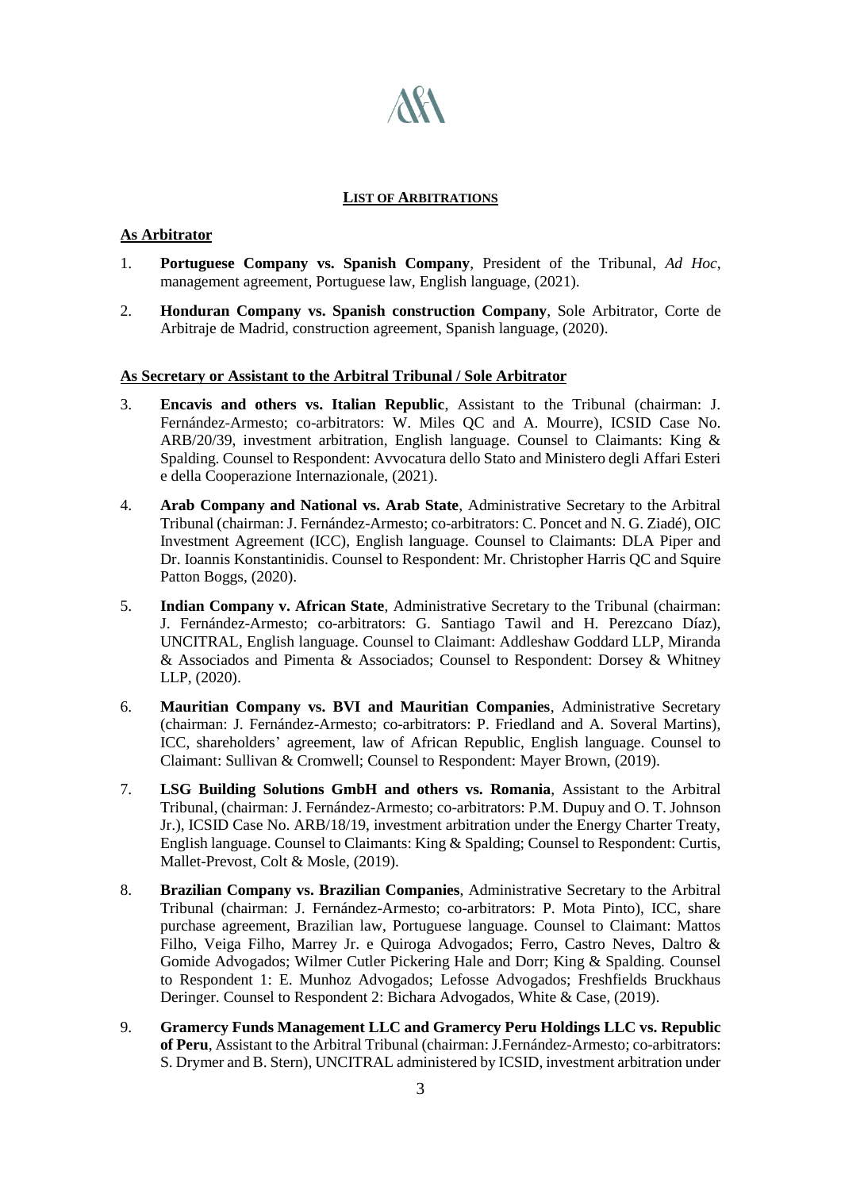## LIST OF ARBITRATIONS

**As Arbitrator**

1. **Portuguese Company vs. Spanish Company**, President of the Tribunal, *Ad Hoc*, management agreement, Portuguese law, English language, (2021).

2. **Honduran Company vs. Spanish construction Company**, Sole Arbitrator, Corte de Arbitraje de Madrid, construction agreement, Spanish language, (2020).

**As Secretary or Assistant to the Arbitral Tribunal / Sole Arbitrator**

3. **Encavis and others vs. Italian Republic**, Assistant to the Tribunal (chairman: J. Fernández-Armesto; co-arbitrators: W. Miles QC and A. Mourre), ICSID Case No. ARB/20/39, investment arbitration, English language. Counsel to Claimants: King & Spalding. Counsel to Respondent: Avvocatura dello Stato and Ministero degli Affari Esteri e della Cooperazione Internazionale, (2021).

4. **Arab Company and National vs. Arab State**, Administrative Secretary to the Arbitral Tribunal (chairman: J. Fernández-Armesto; co-arbitrators: C. Poncet and N. G. Ziadé), OIC Investment Agreement (ICC), English language. Counsel to Claimants: DLA Piper and Dr. Ioannis Konstantinidis. Counsel to Respondent: Mr. Christopher Harris QC and Squire Patton Boggs, (2020).

5. **Indian Company v. African State**, Administrative Secretary to the Tribunal (chairman: J. Fernández-Armesto; co-arbitrators: G. Santiago Tawil and H. Perezcano Díaz), UNCITRAL, English language. Counsel to Claimant: Addleshaw Goddard LLP, Miranda & Associados and Pimenta & Associados; Counsel to Respondent: Dorsey & Whitney LLP, (2020).

6. **Mauritian Company vs. BVI and Mauritian Companies**, Administrative Secretary (chairman: J. Fernández-Armesto; co-arbitrators: P. Friedland and A. Soveral Martins), ICC, shareholders' agreement, law of African Republic, English language. Counsel to Claimant: Sullivan & Cromwell; Counsel to Respondent: Mayer Brown, (2019).

7. **LSG Building Solutions GmbH and others vs. Romania**, Assistant to the Arbitral Tribunal, (chairman: J. Fernández-Armesto; co-arbitrators: P.M. Dupuy and O. T. Johnson Jr.), ICSID Case No. ARB/18/19, investment arbitration under the Energy Charter Treaty, English language. Counsel to Claimants: King & Spalding; Counsel to Respondent: Curtis, Mallet-Prevost, Colt & Mosle, (2019).

8. **Brazilian Company vs. Brazilian Companies**, Administrative Secretary to the Arbitral Tribunal (chairman: J. Fernández-Armesto; co-arbitrators: P. Mota Pinto), ICC, share purchase agreement, Brazilian law, Portuguese language. Counsel to Claimant: Mattos Filho, Veiga Filho, Marrey Jr. e Quiroga Advogados; Ferro, Castro Neves, Daltro & Gomide Advogados; Wilmer Cutler Pickering Hale and Dorr; King & Spalding. Counsel to Respondent 1: E. Munhoz Advogados; Lefosse Advogados; Freshfields Bruckhaus Deringer. Counsel to Respondent 2: Bichara Advogados, White & Case, (2019).

9. **Gramercy Funds Management LLC and Gramercy Peru Holdings LLC vs. Republic of Peru**, Assistant to the Arbitral Tribunal (chairman: J.Fernández-Armesto; co-arbitrators: S. Drymer and B. Stern), UNCITRAL administered by ICSID, investment arbitration under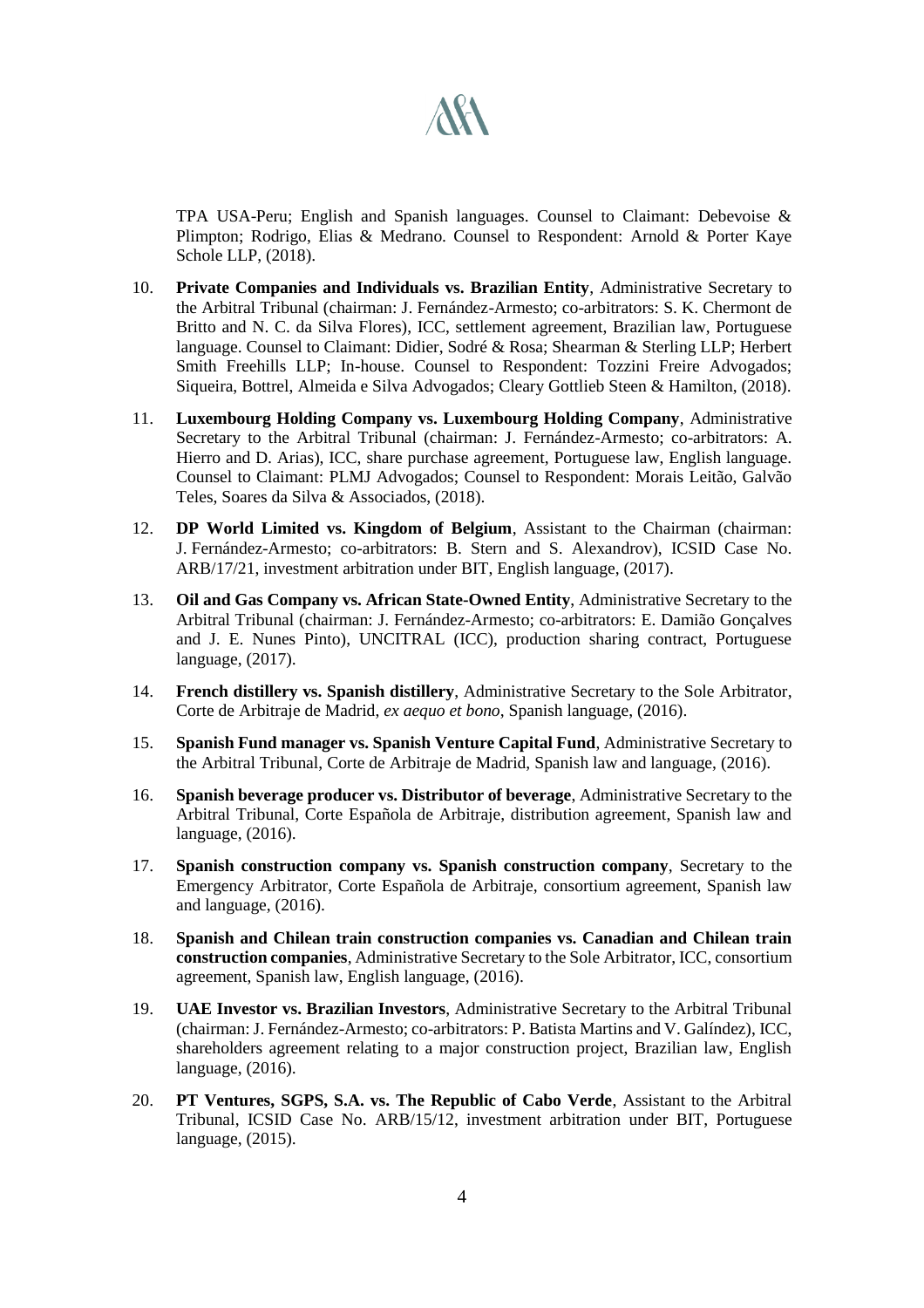TPA USA-Peru; English and Spanish languages. Counsel to Claimant: Debevoise & Plimpton; Rodrigo, Elias & Medrano. Counsel to Respondent: Arnold & Porter Kaye Schole LLP, (2018).

10. **Private Companies and Individuals vs. Brazilian Entity**, Administrative Secretary to the Arbitral Tribunal (chairman: J. Fernández-Armesto; co-arbitrators: S. K. Chermont de Britto and N. C. da Silva Flores), ICC, settlement agreement, Brazilian law, Portuguese language. Counsel to Claimant: Didier, Sodré & Rosa; Shearman & Sterling LLP; Herbert Smith Freehills LLP; In-house. Counsel to Respondent: Tozzini Freire Advogados; Siqueira, Bottrel, Almeida e Silva Advogados; Cleary Gottlieb Steen & Hamilton, (2018).

11. **Luxembourg Holding Company vs. Luxembourg Holding Company**, Administrative Secretary to the Arbitral Tribunal (chairman: J. Fernández-Armesto; co-arbitrators: A. Hierro and D. Arias), ICC, share purchase agreement, Portuguese law, English language. Counsel to Claimant: PLMJ Advogados; Counsel to Respondent: Morais Leitão, Galvão Teles, Soares da Silva & Associados, (2018).

12. **DP World Limited vs. Kingdom of Belgium**, Assistant to the Chairman (chairman: J. Fernández-Armesto; co-arbitrators: B. Stern and S. Alexandrov), ICSID Case No. ARB/17/21, investment arbitration under BIT, English language, (2017).

13. **Oil and Gas Company vs. African State-Owned Entity**, Administrative Secretary to the Arbitral Tribunal (chairman: J. Fernández-Armesto; co-arbitrators: E. Damião Gonçalves and J. E. Nunes Pinto), UNCITRAL (ICC), production sharing contract, Portuguese language, (2017).

14. **French distillery vs. Spanish distillery**, Administrative Secretary to the Sole Arbitrator, Corte de Arbitraje de Madrid, *ex aequo et bono*, Spanish language, (2016).

15. **Spanish Fund manager vs. Spanish Venture Capital Fund**, Administrative Secretary to the Arbitral Tribunal, Corte de Arbitraje de Madrid, Spanish law and language, (2016).

16. **Spanish beverage producer vs. Distributor of beverage**, Administrative Secretary to the Arbitral Tribunal, Corte Española de Arbitraje, distribution agreement, Spanish law and language, (2016).

17. **Spanish construction company vs. Spanish construction company**, Secretary to the Emergency Arbitrator, Corte Española de Arbitraje, consortium agreement, Spanish law and language, (2016).

18. **Spanish and Chilean train construction companies vs. Canadian and Chilean train construction companies**, Administrative Secretary to the Sole Arbitrator, ICC, consortium agreement, Spanish law, English language, (2016).

19. **UAE Investor vs. Brazilian Investors**, Administrative Secretary to the Arbitral Tribunal (chairman: J. Fernández-Armesto; co-arbitrators: P. Batista Martins and V. Galíndez), ICC, shareholders agreement relating to a major construction project, Brazilian law, English language, (2016).

20. **PT Ventures, SGPS, S.A. vs. The Republic of Cabo Verde**, Assistant to the Arbitral Tribunal, ICSID Case No. ARB/15/12, investment arbitration under BIT, Portuguese language, (2015).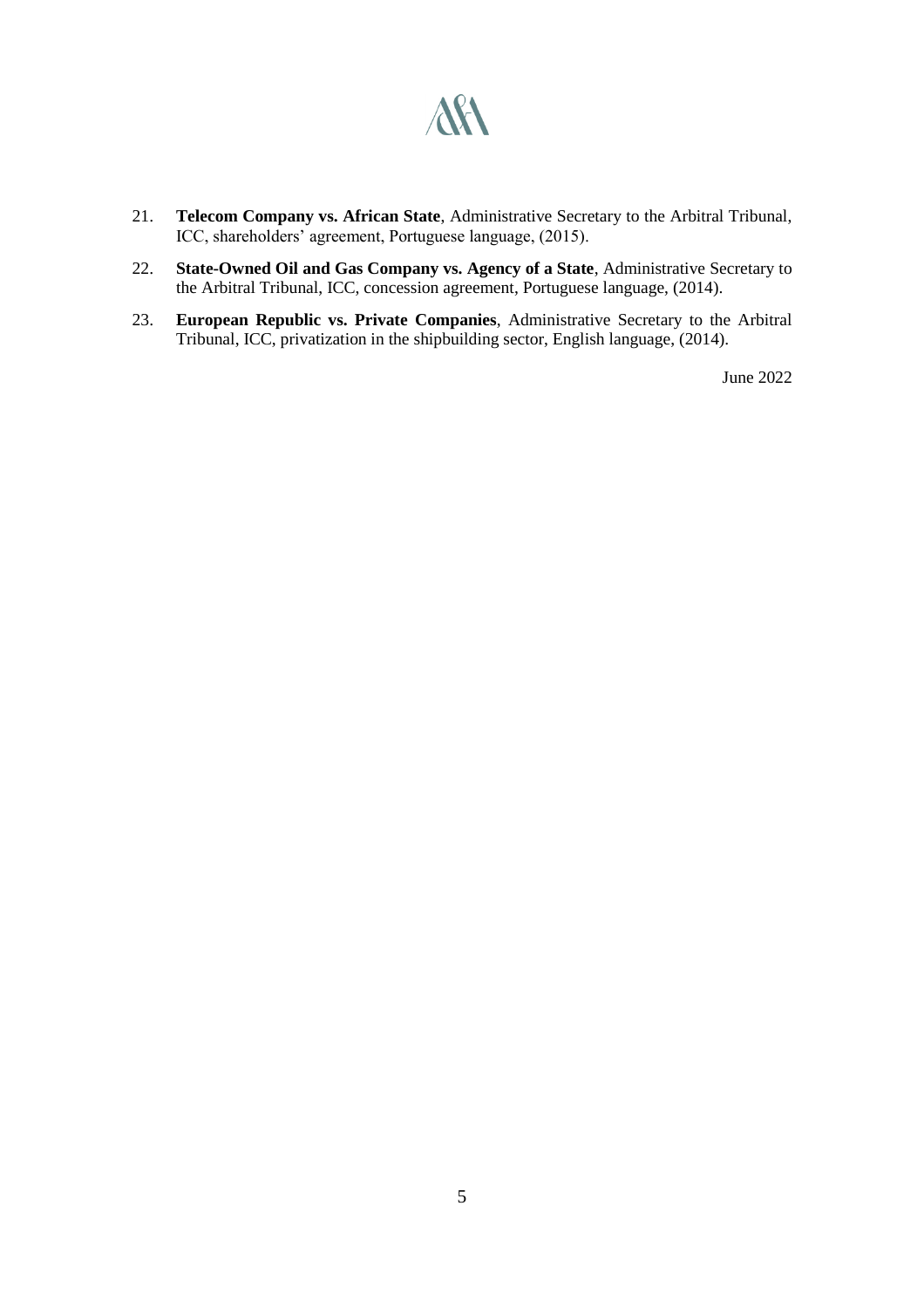21. **Telecom Company vs. African State**, Administrative Secretary to the Arbitral Tribunal, ICC, shareholders' agreement, Portuguese language, (2015).

22. **State-Owned Oil and Gas Company vs. Agency of a State**, Administrative Secretary to the Arbitral Tribunal, ICC, concession agreement, Portuguese language, (2014).

23. **European Republic vs. Private Companies**, Administrative Secretary to the Arbitral Tribunal, ICC, privatization in the shipbuilding sector, English language, (2014).

June 2022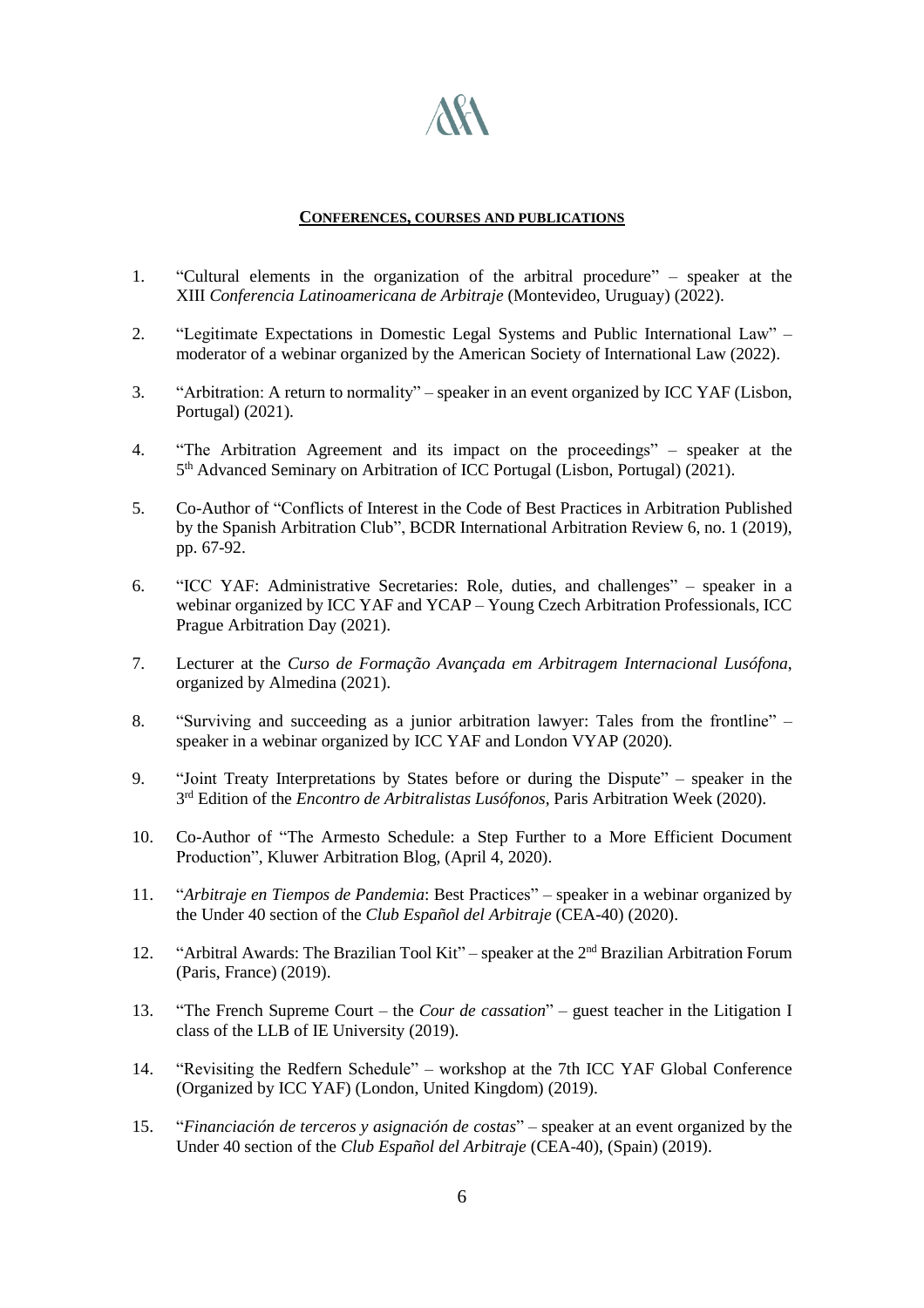## CONFERENCES, COURSES AND PUBLICATIONS

1. "Cultural elements in the organization of the arbitral procedure" – speaker at the XIII *Conferencia Latinoamericana de Arbitraje* (Montevideo, Uruguay) (2022).

2. "Legitimate Expectations in Domestic Legal Systems and Public International Law" – moderator of a webinar organized by the American Society of International Law (2022).

3. "Arbitration: A return to normality" – speaker in an event organized by ICC YAF (Lisbon, Portugal) (2021).

4. "The Arbitration Agreement and its impact on the proceedings" – speaker at the 5th Advanced Seminary on Arbitration of ICC Portugal (Lisbon, Portugal) (2021).

5. Co-Author of "Conflicts of Interest in the Code of Best Practices in Arbitration Published by the Spanish Arbitration Club", BCDR International Arbitration Review 6, no. 1 (2019), pp. 67-92.

6. "ICC YAF: Administrative Secretaries: Role, duties, and challenges" – speaker in a webinar organized by ICC YAF and YCAP – Young Czech Arbitration Professionals, ICC Prague Arbitration Day (2021).

7. Lecturer at the *Curso de Formação Avançada em Arbitragem Internacional Lusófona*, organized by Almedina (2021).

8. "Surviving and succeeding as a junior arbitration lawyer: Tales from the frontline" – speaker in a webinar organized by ICC YAF and London VYAP (2020).

9. "Joint Treaty Interpretations by States before or during the Dispute" – speaker in the 3rd Edition of the *Encontro de Arbitralistas Lusófonos*, Paris Arbitration Week (2020).

10. Co-Author of "The Armesto Schedule: a Step Further to a More Efficient Document Production", Kluwer Arbitration Blog, (April 4, 2020).

11. "*Arbitraje en Tiempos de Pandemia*: Best Practices" – speaker in a webinar organized by the Under 40 section of the *Club Español del Arbitraje* (CEA-40) (2020).

12. "Arbitral Awards: The Brazilian Tool Kit" – speaker at the 2nd Brazilian Arbitration Forum (Paris, France) (2019).

13. "The French Supreme Court – the *Cour de cassation*" – guest teacher in the Litigation I class of the LLB of IE University (2019).

14. "Revisiting the Redfern Schedule" – workshop at the 7th ICC YAF Global Conference (Organized by ICC YAF) (London, United Kingdom) (2019).

15. "*Financiación de terceros y asignación de costas*" – speaker at an event organized by the Under 40 section of the *Club Español del Arbitraje* (CEA-40), (Spain) (2019).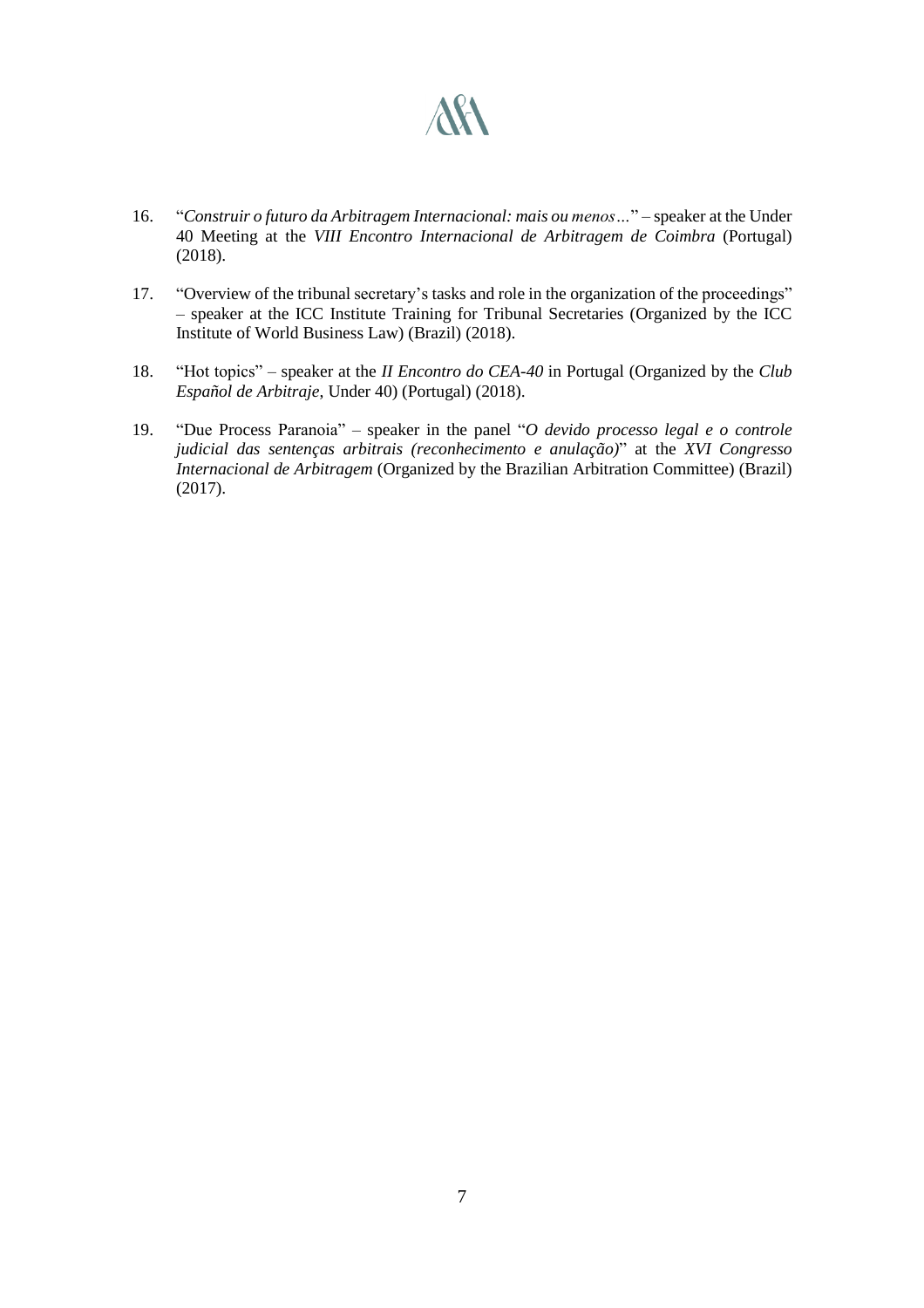16. "*Construir o futuro da Arbitragem Internacional: mais ou menos…*" – speaker at the Under 40 Meeting at the *VIII Encontro Internacional de Arbitragem de Coimbra* (Portugal) (2018).

17. "Overview of the tribunal secretary's tasks and role in the organization of the proceedings" – speaker at the ICC Institute Training for Tribunal Secretaries (Organized by the ICC Institute of World Business Law) (Brazil) (2018).

18. "Hot topics" – speaker at the *II Encontro do CEA-40* in Portugal (Organized by the *Club Español de Arbitraje*, Under 40) (Portugal) (2018).

19. "Due Process Paranoia" – speaker in the panel "*O devido processo legal e o controle judicial das sentenças arbitrais (reconhecimento e anulação)*" at the *XVI Congresso Internacional de Arbitragem* (Organized by the Brazilian Arbitration Committee) (Brazil) (2017).